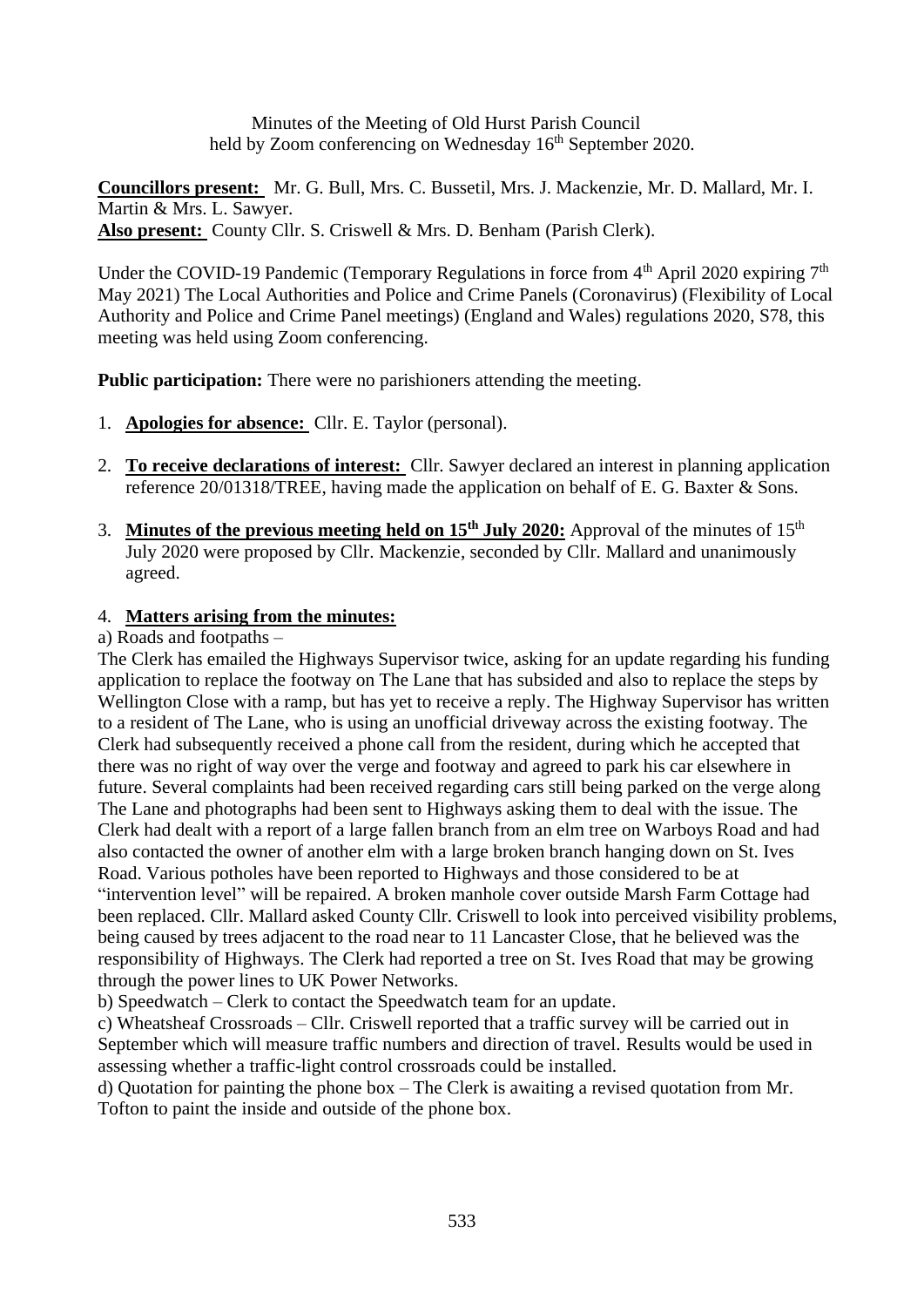Minutes of the Meeting of Old Hurst Parish Council
held by Zoom conferencing on Wednesday 16th September 2020.

**Councillors present:** Mr. G. Bull, Mrs. C. Bussetil, Mrs. J. Mackenzie, Mr. D. Mallard, Mr. I. Martin & Mrs. L. Sawyer.
**Also present:** County Cllr. S. Criswell & Mrs. D. Benham (Parish Clerk).

Under the COVID-19 Pandemic (Temporary Regulations in force from 4th April 2020 expiring 7th May 2021) The Local Authorities and Police and Crime Panels (Coronavirus) (Flexibility of Local Authority and Police and Crime Panel meetings) (England and Wales) regulations 2020, S78, this meeting was held using Zoom conferencing.

**Public participation:** There were no parishioners attending the meeting.

1. **Apologies for absence:** Cllr. E. Taylor (personal).

2. **To receive declarations of interest:** Cllr. Sawyer declared an interest in planning application reference 20/01318/TREE, having made the application on behalf of E. G. Baxter & Sons.

3. **Minutes of the previous meeting held on 15th July 2020:** Approval of the minutes of 15th July 2020 were proposed by Cllr. Mackenzie, seconded by Cllr. Mallard and unanimously agreed.

4. **Matters arising from the minutes:**

a) Roads and footpaths –
The Clerk has emailed the Highways Supervisor twice, asking for an update regarding his funding application to replace the footway on The Lane that has subsided and also to replace the steps by Wellington Close with a ramp, but has yet to receive a reply. The Highway Supervisor has written to a resident of The Lane, who is using an unofficial driveway across the existing footway. The Clerk had subsequently received a phone call from the resident, during which he accepted that there was no right of way over the verge and footway and agreed to park his car elsewhere in future. Several complaints had been received regarding cars still being parked on the verge along The Lane and photographs had been sent to Highways asking them to deal with the issue. The Clerk had dealt with a report of a large fallen branch from an elm tree on Warboys Road and had also contacted the owner of another elm with a large broken branch hanging down on St. Ives Road. Various potholes have been reported to Highways and those considered to be at "intervention level" will be repaired. A broken manhole cover outside Marsh Farm Cottage had been replaced. Cllr. Mallard asked County Cllr. Criswell to look into perceived visibility problems, being caused by trees adjacent to the road near to 11 Lancaster Close, that he believed was the responsibility of Highways. The Clerk had reported a tree on St. Ives Road that may be growing through the power lines to UK Power Networks.

b) Speedwatch – Clerk to contact the Speedwatch team for an update.

c) Wheatsheaf Crossroads – Cllr. Criswell reported that a traffic survey will be carried out in September which will measure traffic numbers and direction of travel. Results would be used in assessing whether a traffic-light control crossroads could be installed.

d) Quotation for painting the phone box – The Clerk is awaiting a revised quotation from Mr. Tofton to paint the inside and outside of the phone box.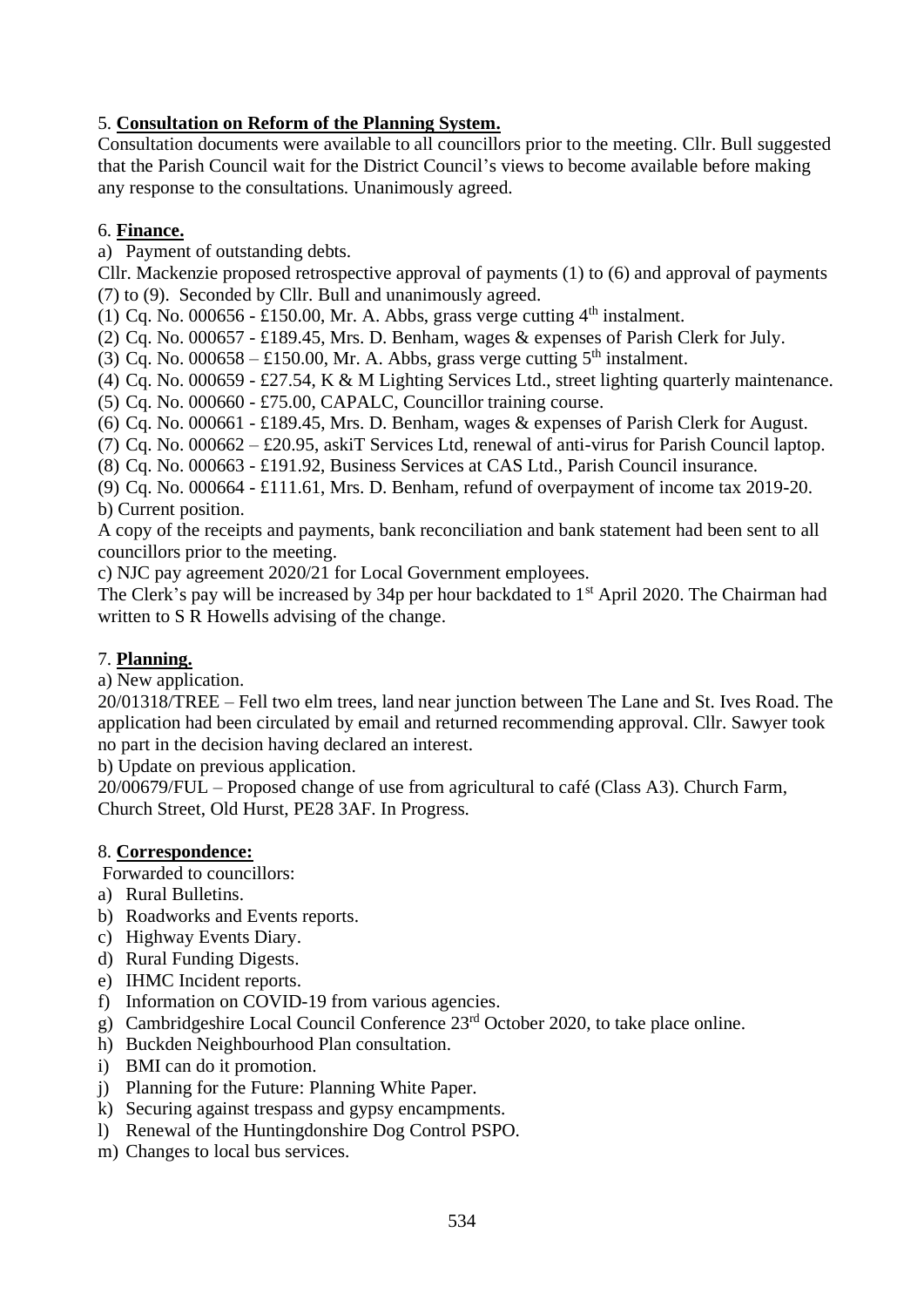5. **Consultation on Reform of the Planning System.**

Consultation documents were available to all councillors prior to the meeting. Cllr. Bull suggested that the Parish Council wait for the District Council's views to become available before making any response to the consultations. Unanimously agreed.

6. **Finance.**

a) Payment of outstanding debts.

Cllr. Mackenzie proposed retrospective approval of payments (1) to (6) and approval of payments (7) to (9). Seconded by Cllr. Bull and unanimously agreed.

(1) Cq. No. 000656 - £150.00, Mr. A. Abbs, grass verge cutting 4th instalment.
(2) Cq. No. 000657 - £189.45, Mrs. D. Benham, wages & expenses of Parish Clerk for July.
(3) Cq. No. 000658 – £150.00, Mr. A. Abbs, grass verge cutting 5th instalment.
(4) Cq. No. 000659 - £27.54, K & M Lighting Services Ltd., street lighting quarterly maintenance.
(5) Cq. No. 000660 - £75.00, CAPALC, Councillor training course.
(6) Cq. No. 000661 - £189.45, Mrs. D. Benham, wages & expenses of Parish Clerk for August.
(7) Cq. No. 000662 – £20.95, askiT Services Ltd, renewal of anti-virus for Parish Council laptop.
(8) Cq. No. 000663 - £191.92, Business Services at CAS Ltd., Parish Council insurance.
(9) Cq. No. 000664 - £111.61, Mrs. D. Benham, refund of overpayment of income tax 2019-20.

b) Current position.

A copy of the receipts and payments, bank reconciliation and bank statement had been sent to all councillors prior to the meeting.

c) NJC pay agreement 2020/21 for Local Government employees.

The Clerk's pay will be increased by 34p per hour backdated to 1st April 2020. The Chairman had written to S R Howells advising of the change.

7. **Planning.**

a) New application.

20/01318/TREE – Fell two elm trees, land near junction between The Lane and St. Ives Road. The application had been circulated by email and returned recommending approval. Cllr. Sawyer took no part in the decision having declared an interest.

b) Update on previous application.

20/00679/FUL – Proposed change of use from agricultural to café (Class A3). Church Farm, Church Street, Old Hurst, PE28 3AF. In Progress.

8. **Correspondence:**

Forwarded to councillors:

a) Rural Bulletins.
b) Roadworks and Events reports.
c) Highway Events Diary.
d) Rural Funding Digests.
e) IHMC Incident reports.
f) Information on COVID-19 from various agencies.
g) Cambridgeshire Local Council Conference 23rd October 2020, to take place online.
h) Buckden Neighbourhood Plan consultation.
i) BMI can do it promotion.
j) Planning for the Future: Planning White Paper.
k) Securing against trespass and gypsy encampments.
l) Renewal of the Huntingdonshire Dog Control PSPO.
m) Changes to local bus services.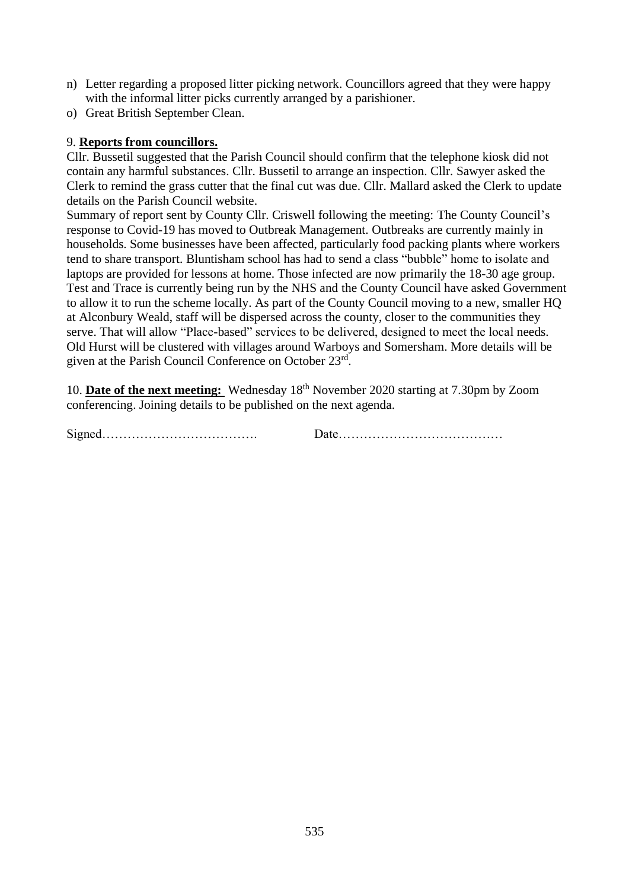n) Letter regarding a proposed litter picking network. Councillors agreed that they were happy with the informal litter picks currently arranged by a parishioner.
o) Great British September Clean.

9. **Reports from councillors.**
Cllr. Bussetil suggested that the Parish Council should confirm that the telephone kiosk did not contain any harmful substances. Cllr. Bussetil to arrange an inspection. Cllr. Sawyer asked the Clerk to remind the grass cutter that the final cut was due. Cllr. Mallard asked the Clerk to update details on the Parish Council website.
Summary of report sent by County Cllr. Criswell following the meeting: The County Council's response to Covid-19 has moved to Outbreak Management. Outbreaks are currently mainly in households. Some businesses have been affected, particularly food packing plants where workers tend to share transport. Bluntisham school has had to send a class "bubble" home to isolate and laptops are provided for lessons at home. Those infected are now primarily the 18-30 age group. Test and Trace is currently being run by the NHS and the County Council have asked Government to allow it to run the scheme locally. As part of the County Council moving to a new, smaller HQ at Alconbury Weald, staff will be dispersed across the county, closer to the communities they serve. That will allow "Place-based" services to be delivered, designed to meet the local needs. Old Hurst will be clustered with villages around Warboys and Somersham. More details will be given at the Parish Council Conference on October 23rd.

10. **Date of the next meeting:** Wednesday 18th November 2020 starting at 7.30pm by Zoom conferencing. Joining details to be published on the next agenda.

Signed………………………………. Date…………………………………